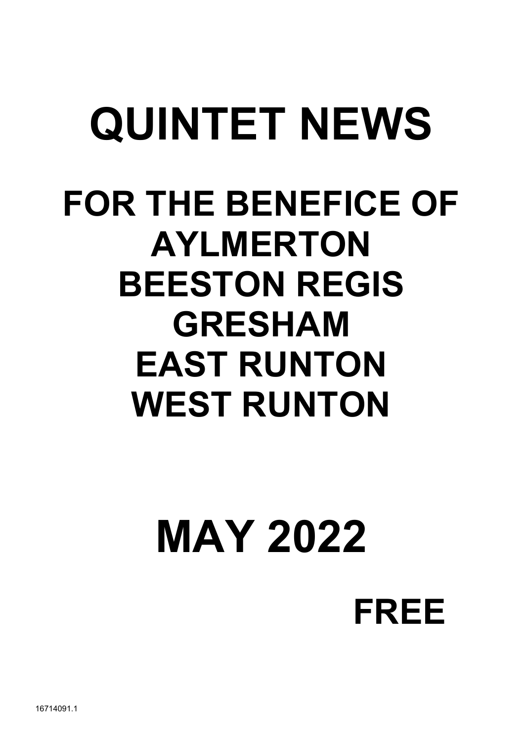# QUINTET NEWS

## FOR THE BENEFICE OF AYLMERTON BEESTON REGIS GRESHAM EAST RUNTON WEST RUNTON

# MAY 2022

**FREE**

16714091.1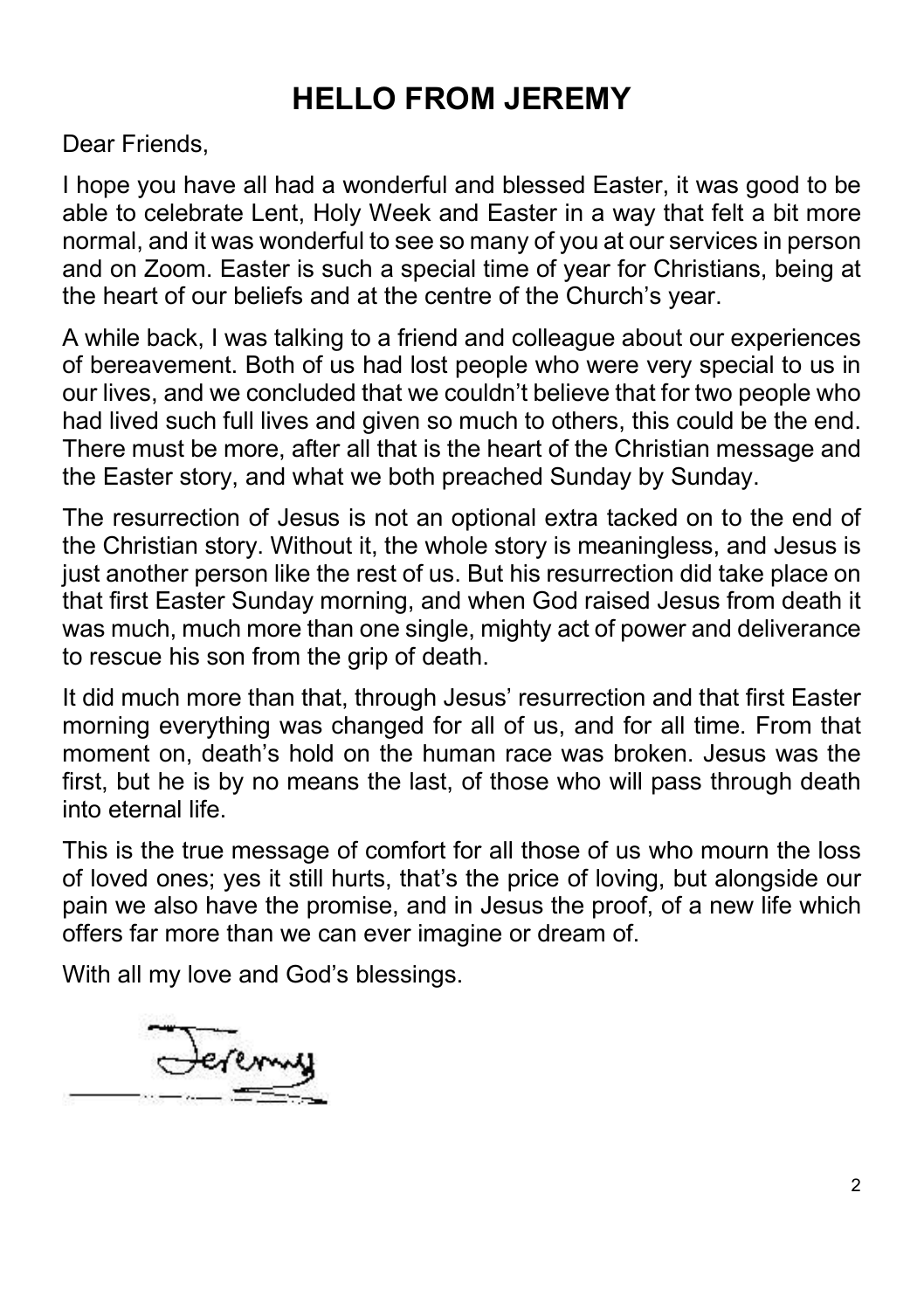# HELLO FROM JEREMY

Dear Friends,

I hope you have all had a wonderful and blessed Easter, it was good to be able to celebrate Lent, Holy Week and Easter in a way that felt a bit more normal, and it was wonderful to see so many of you at our services in person and on Zoom. Easter is such a special time of year for Christians, being at the heart of our beliefs and at the centre of the Church's year.

A while back, I was talking to a friend and colleague about our experiences of bereavement. Both of us had lost people who were very special to us in our lives, and we concluded that we couldn't believe that for two people who had lived such full lives and given so much to others, this could be the end. There must be more, after all that is the heart of the Christian message and the Easter story, and what we both preached Sunday by Sunday.

The resurrection of Jesus is not an optional extra tacked on to the end of the Christian story. Without it, the whole story is meaningless, and Jesus is just another person like the rest of us. But his resurrection did take place on that first Easter Sunday morning, and when God raised Jesus from death it was much, much more than one single, mighty act of power and deliverance to rescue his son from the grip of death.

It did much more than that, through Jesus' resurrection and that first Easter morning everything was changed for all of us, and for all time. From that moment on, death's hold on the human race was broken. Jesus was the first, but he is by no means the last, of those who will pass through death into eternal life.

This is the true message of comfort for all those of us who mourn the loss of loved ones; yes it still hurts, that's the price of loving, but alongside our pain we also have the promise, and in Jesus the proof, of a new life which offers far more than we can ever imagine or dream of.

With all my love and God's blessings.

Jeremy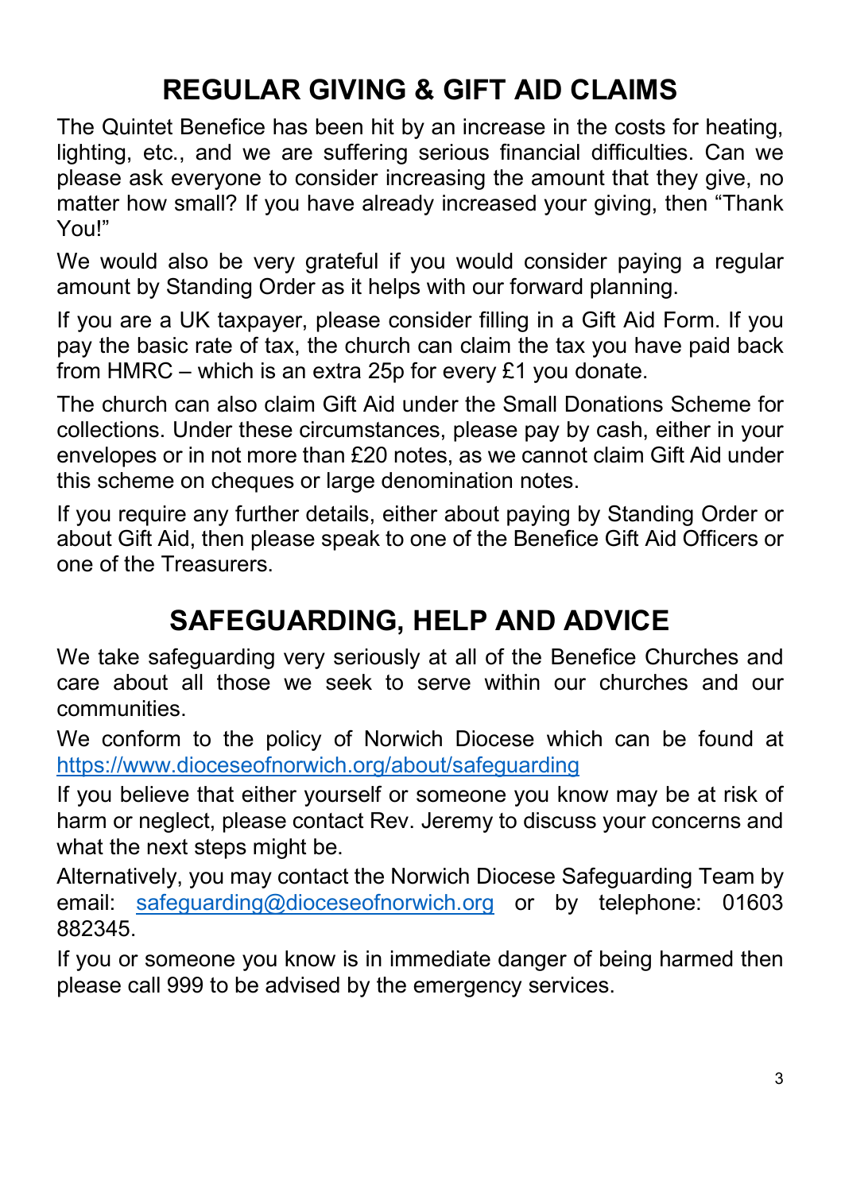## REGULAR GIVING & GIFT AID CLAIMS

The Quintet Benefice has been hit by an increase in the costs for heating, lighting, etc., and we are suffering serious financial difficulties. Can we please ask everyone to consider increasing the amount that they give, no matter how small? If you have already increased your giving, then "Thank You!"

We would also be very grateful if you would consider paying a regular amount by Standing Order as it helps with our forward planning.

If you are a UK taxpayer, please consider filling in a Gift Aid Form. If you pay the basic rate of tax, the church can claim the tax you have paid back from HMRC – which is an extra 25p for every £1 you donate.

The church can also claim Gift Aid under the Small Donations Scheme for collections. Under these circumstances, please pay by cash, either in your envelopes or in not more than £20 notes, as we cannot claim Gift Aid under this scheme on cheques or large denomination notes.

If you require any further details, either about paying by Standing Order or about Gift Aid, then please speak to one of the Benefice Gift Aid Officers or one of the Treasurers.

## SAFEGUARDING, HELP AND ADVICE

We take safeguarding very seriously at all of the Benefice Churches and care about all those we seek to serve within our churches and our communities.

We conform to the policy of Norwich Diocese which can be found at https://www.dioceseofnorwich.org/about/safeguarding

If you believe that either yourself or someone you know may be at risk of harm or neglect, please contact Rev. Jeremy to discuss your concerns and what the next steps might be.

Alternatively, you may contact the Norwich Diocese Safeguarding Team by email: safeguarding@dioceseofnorwich.org or by telephone: 01603 882345.

If you or someone you know is in immediate danger of being harmed then please call 999 to be advised by the emergency services.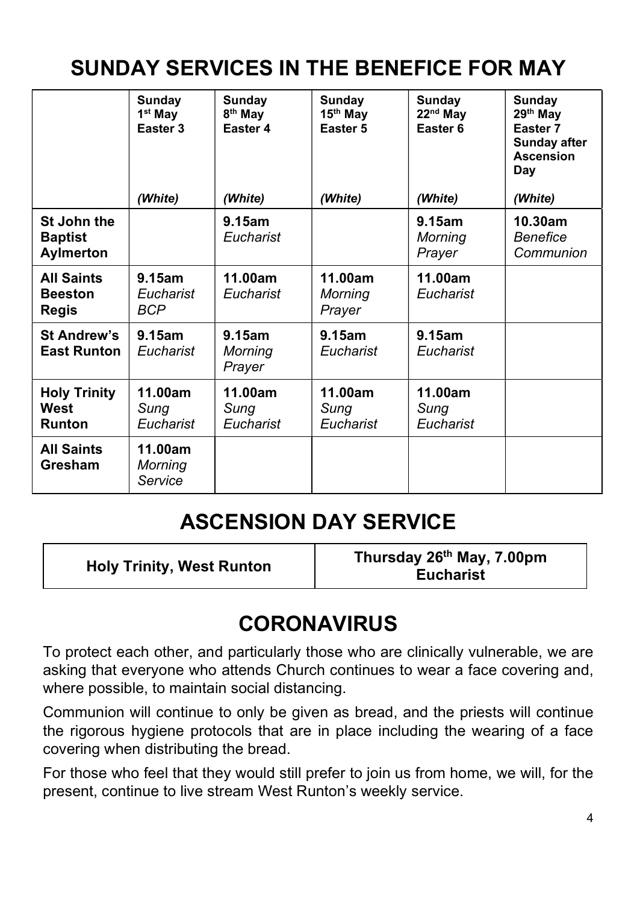# SUNDAY SERVICES IN THE BENEFICE FOR MAY

| | **Sunday 1st May Easter 3** *(White)* | **Sunday 8th May Easter 4** *(White)* | **Sunday 15th May Easter 5** *(White)* | **Sunday 22nd May Easter 6** *(White)* | **Sunday 29th May Easter 7 Sunday after Ascension Day** *(White)* |
|---|---|---|---|---|---|
| **St John the Baptist Aylmerton** | | **9.15am** *Eucharist* | | **9.15am** *Morning Prayer* | **10.30am** *Benefice Communion* |
| **All Saints Beeston Regis** | **9.15am** *Eucharist BCP* | **11.00am** *Eucharist* | **11.00am** *Morning Prayer* | **11.00am** *Eucharist* | |
| **St Andrew's East Runton** | **9.15am** *Eucharist* | **9.15am** *Morning Prayer* | **9.15am** *Eucharist* | **9.15am** *Eucharist* | |
| **Holy Trinity West Runton** | **11.00am** *Sung Eucharist* | **11.00am** *Sung Eucharist* | **11.00am** *Sung Eucharist* | **11.00am** *Sung Eucharist* | |
| **All Saints Gresham** | **11.00am** *Morning Service* | | | | |

# ASCENSION DAY SERVICE

| **Holy Trinity, West Runton** | **Thursday 26th May, 7.00pm Eucharist** |
|---|---|

# CORONAVIRUS

To protect each other, and particularly those who are clinically vulnerable, we are asking that everyone who attends Church continues to wear a face covering and, where possible, to maintain social distancing.

Communion will continue to only be given as bread, and the priests will continue the rigorous hygiene protocols that are in place including the wearing of a face covering when distributing the bread.

For those who feel that they would still prefer to join us from home, we will, for the present, continue to live stream West Runton's weekly service.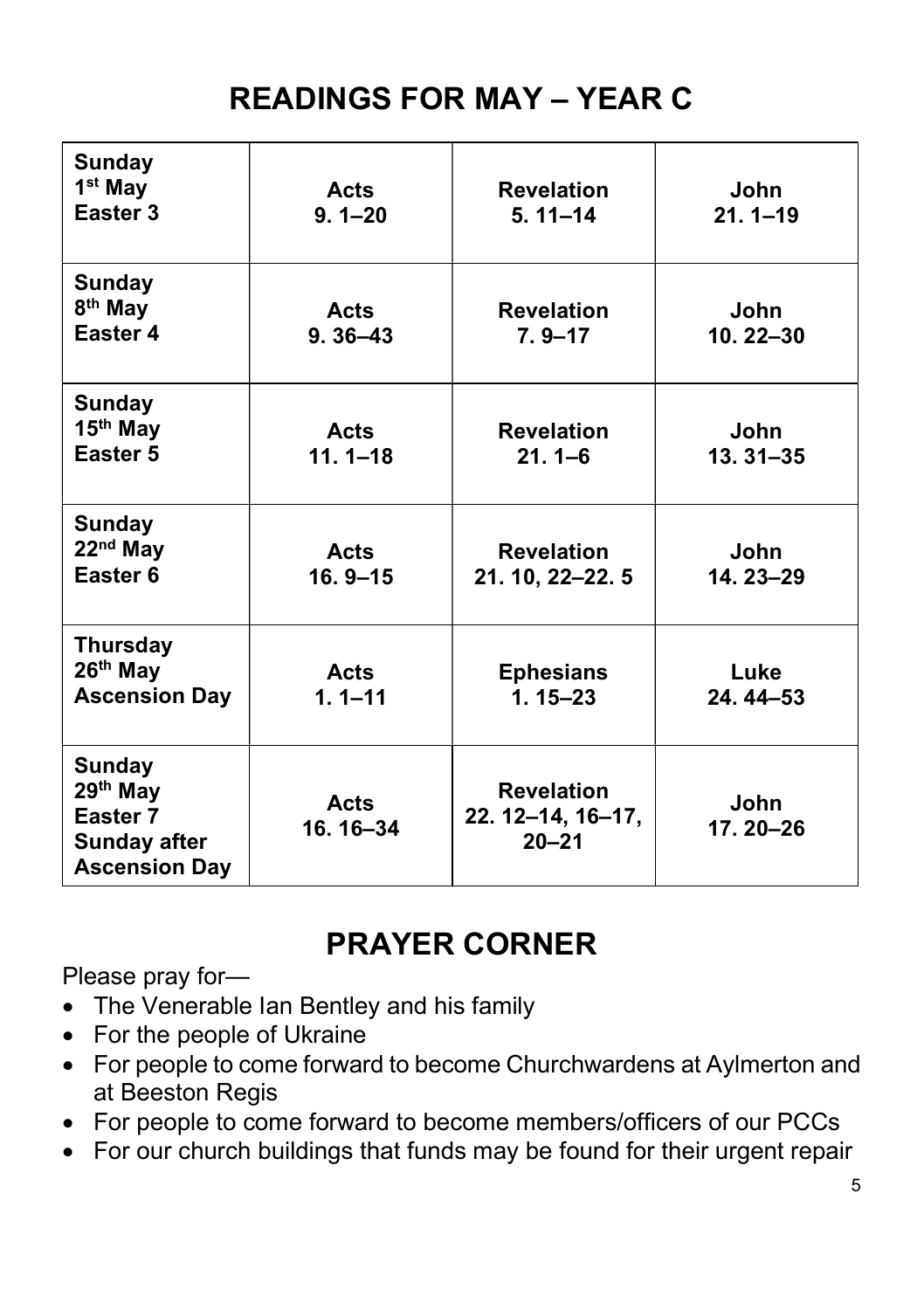# READINGS FOR MAY – YEAR C

| | | | |
|---|---|---|---|
| **Sunday 1st May Easter 3** | **Acts 9. 1–20** | **Revelation 5. 11–14** | **John 21. 1–19** |
| **Sunday 8th May Easter 4** | **Acts 9. 36–43** | **Revelation 7. 9–17** | **John 10. 22–30** |
| **Sunday 15th May Easter 5** | **Acts 11. 1–18** | **Revelation 21. 1–6** | **John 13. 31–35** |
| **Sunday 22nd May Easter 6** | **Acts 16. 9–15** | **Revelation 21. 10, 22–22. 5** | **John 14. 23–29** |
| **Thursday 26th May Ascension Day** | **Acts 1. 1–11** | **Ephesians 1. 15–23** | **Luke 24. 44–53** |
| **Sunday 29th May Easter 7 Sunday after Ascension Day** | **Acts 16. 16–34** | **Revelation 22. 12–14, 16–17, 20–21** | **John 17. 20–26** |

# PRAYER CORNER

Please pray for—

- The Venerable Ian Bentley and his family
- For the people of Ukraine
- For people to come forward to become Churchwardens at Aylmerton and at Beeston Regis
- For people to come forward to become members/officers of our PCCs
- For our church buildings that funds may be found for their urgent repair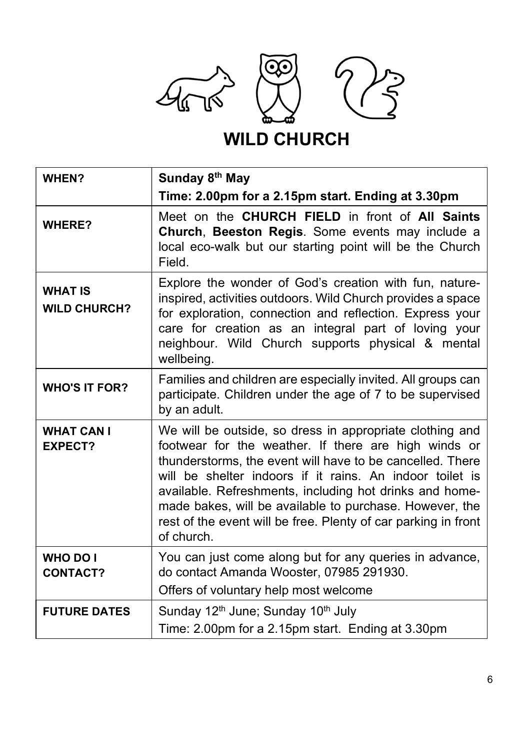# WILD CHURCH

| | |
|---|---|
| **WHEN?** | **Sunday 8th May**<br>**Time: 2.00pm for a 2.15pm start. Ending at 3.30pm** |
| **WHERE?** | Meet on the **CHURCH FIELD** in front of **All Saints Church**, **Beeston Regis**. Some events may include a local eco-walk but our starting point will be the Church Field. |
| **WHAT IS WILD CHURCH?** | Explore the wonder of God's creation with fun, nature-inspired, activities outdoors. Wild Church provides a space for exploration, connection and reflection. Express your care for creation as an integral part of loving your neighbour. Wild Church supports physical & mental wellbeing. |
| **WHO'S IT FOR?** | Families and children are especially invited. All groups can participate. Children under the age of 7 to be supervised by an adult. |
| **WHAT CAN I EXPECT?** | We will be outside, so dress in appropriate clothing and footwear for the weather. If there are high winds or thunderstorms, the event will have to be cancelled. There will be shelter indoors if it rains. An indoor toilet is available. Refreshments, including hot drinks and home-made bakes, will be available to purchase. However, the rest of the event will be free. Plenty of car parking in front of church. |
| **WHO DO I CONTACT?** | You can just come along but for any queries in advance, do contact Amanda Wooster, 07985 291930.<br>Offers of voluntary help most welcome |
| **FUTURE DATES** | Sunday 12th June; Sunday 10th July<br>Time: 2.00pm for a 2.15pm start. Ending at 3.30pm |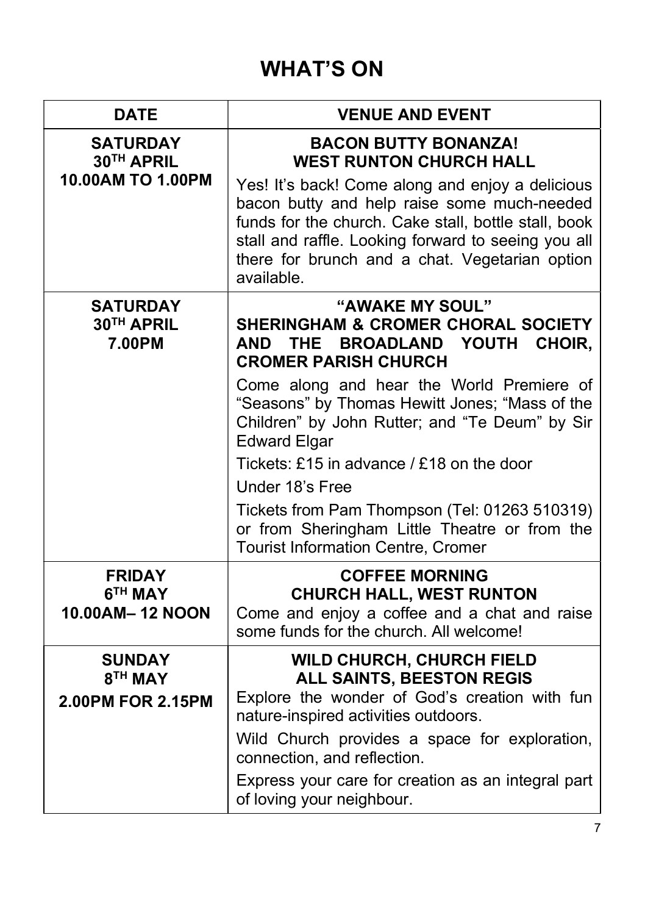# WHAT'S ON

| DATE | VENUE AND EVENT |
| --- | --- |
| **SATURDAY 30TH APRIL 10.00AM TO 1.00PM** | **BACON BUTTY BONANZA! WEST RUNTON CHURCH HALL**<br>Yes! It's back! Come along and enjoy a delicious bacon butty and help raise some much-needed funds for the church. Cake stall, bottle stall, book stall and raffle. Looking forward to seeing you all there for brunch and a chat. Vegetarian option available. |
| **SATURDAY 30TH APRIL 7.00PM** | **"AWAKE MY SOUL" SHERINGHAM & CROMER CHORAL SOCIETY AND THE BROADLAND YOUTH CHOIR, CROMER PARISH CHURCH**<br>Come along and hear the World Premiere of "Seasons" by Thomas Hewitt Jones; "Mass of the Children" by John Rutter; and "Te Deum" by Sir Edward Elgar<br>Tickets: £15 in advance / £18 on the door<br>Under 18's Free<br>Tickets from Pam Thompson (Tel: 01263 510319) or from Sheringham Little Theatre or from the Tourist Information Centre, Cromer |
| **FRIDAY 6TH MAY 10.00AM– 12 NOON** | **COFFEE MORNING CHURCH HALL, WEST RUNTON**<br>Come and enjoy a coffee and a chat and raise some funds for the church. All welcome! |
| **SUNDAY 8TH MAY 2.00PM FOR 2.15PM** | **WILD CHURCH, CHURCH FIELD ALL SAINTS, BEESTON REGIS**<br>Explore the wonder of God's creation with fun nature-inspired activities outdoors.<br>Wild Church provides a space for exploration, connection, and reflection.<br>Express your care for creation as an integral part of loving your neighbour. |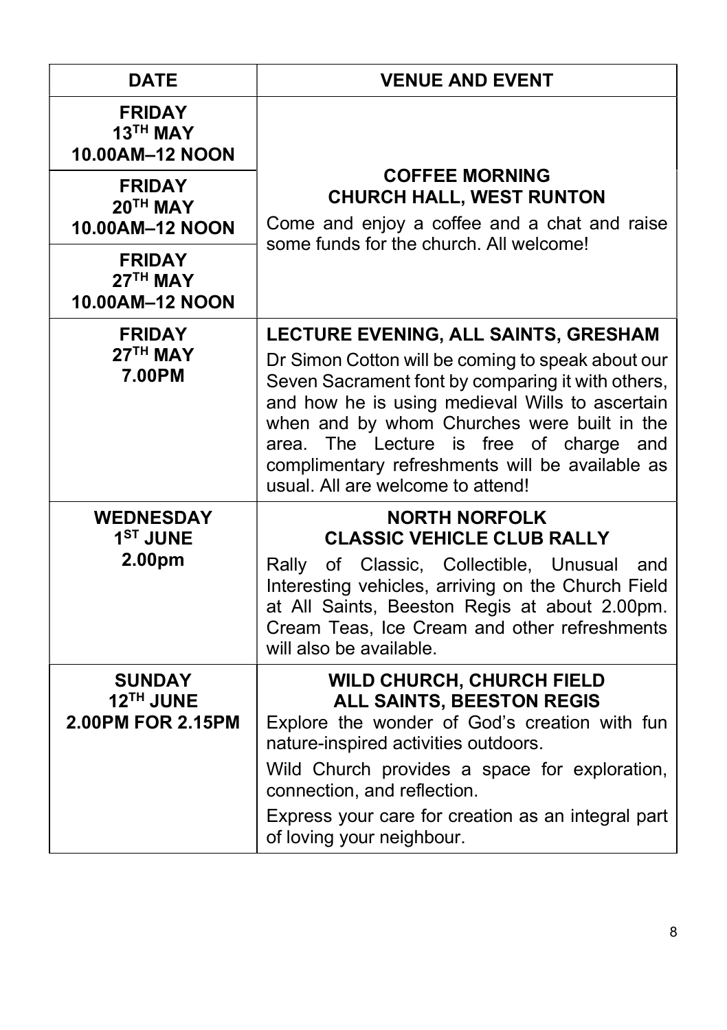| DATE | VENUE AND EVENT |
|---|---|
| **FRIDAY 13TH MAY 10.00AM–12 NOON** | **COFFEE MORNING CHURCH HALL, WEST RUNTON** Come and enjoy a coffee and a chat and raise some funds for the church. All welcome! |
| **FRIDAY 20TH MAY 10.00AM–12 NOON** | |
| **FRIDAY 27TH MAY 10.00AM–12 NOON** | |
| **FRIDAY 27TH MAY 7.00PM** | **LECTURE EVENING, ALL SAINTS, GRESHAM** Dr Simon Cotton will be coming to speak about our Seven Sacrament font by comparing it with others, and how he is using medieval Wills to ascertain when and by whom Churches were built in the area. The Lecture is free of charge and complimentary refreshments will be available as usual. All are welcome to attend! |
| **WEDNESDAY 1ST JUNE 2.00pm** | **NORTH NORFOLK CLASSIC VEHICLE CLUB RALLY** Rally of Classic, Collectible, Unusual and Interesting vehicles, arriving on the Church Field at All Saints, Beeston Regis at about 2.00pm. Cream Teas, Ice Cream and other refreshments will also be available. |
| **SUNDAY 12TH JUNE 2.00PM FOR 2.15PM** | **WILD CHURCH, CHURCH FIELD ALL SAINTS, BEESTON REGIS** Explore the wonder of God's creation with fun nature-inspired activities outdoors. Wild Church provides a space for exploration, connection, and reflection. Express your care for creation as an integral part of loving your neighbour. |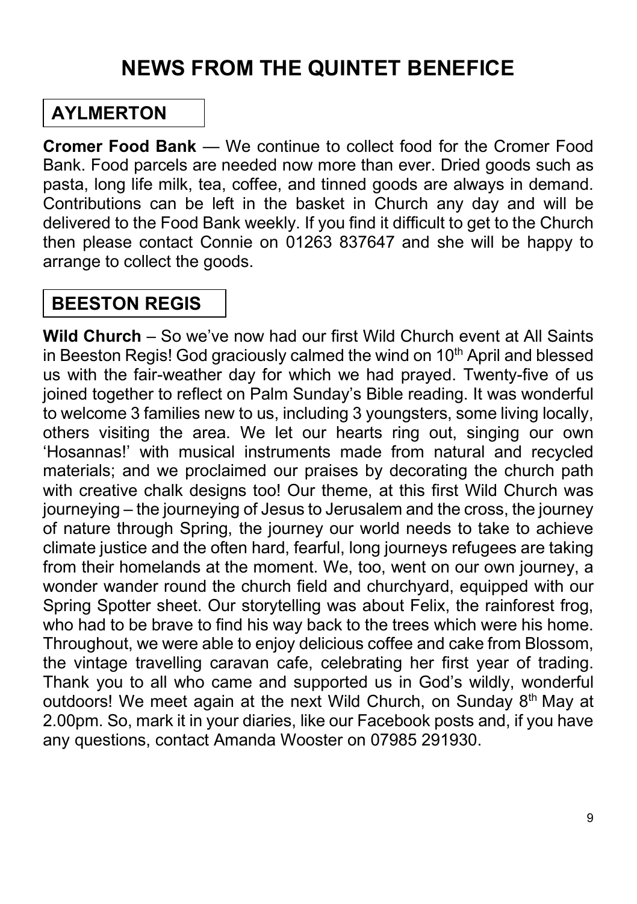# NEWS FROM THE QUINTET BENEFICE

## AYLMERTON

**Cromer Food Bank** — We continue to collect food for the Cromer Food Bank. Food parcels are needed now more than ever. Dried goods such as pasta, long life milk, tea, coffee, and tinned goods are always in demand. Contributions can be left in the basket in Church any day and will be delivered to the Food Bank weekly. If you find it difficult to get to the Church then please contact Connie on 01263 837647 and she will be happy to arrange to collect the goods.

## BEESTON REGIS

**Wild Church** – So we've now had our first Wild Church event at All Saints in Beeston Regis! God graciously calmed the wind on 10th April and blessed us with the fair-weather day for which we had prayed. Twenty-five of us joined together to reflect on Palm Sunday's Bible reading. It was wonderful to welcome 3 families new to us, including 3 youngsters, some living locally, others visiting the area. We let our hearts ring out, singing our own 'Hosannas!' with musical instruments made from natural and recycled materials; and we proclaimed our praises by decorating the church path with creative chalk designs too! Our theme, at this first Wild Church was journeying – the journeying of Jesus to Jerusalem and the cross, the journey of nature through Spring, the journey our world needs to take to achieve climate justice and the often hard, fearful, long journeys refugees are taking from their homelands at the moment. We, too, went on our own journey, a wonder wander round the church field and churchyard, equipped with our Spring Spotter sheet. Our storytelling was about Felix, the rainforest frog, who had to be brave to find his way back to the trees which were his home. Throughout, we were able to enjoy delicious coffee and cake from Blossom, the vintage travelling caravan cafe, celebrating her first year of trading. Thank you to all who came and supported us in God's wildly, wonderful outdoors! We meet again at the next Wild Church, on Sunday 8th May at 2.00pm. So, mark it in your diaries, like our Facebook posts and, if you have any questions, contact Amanda Wooster on 07985 291930.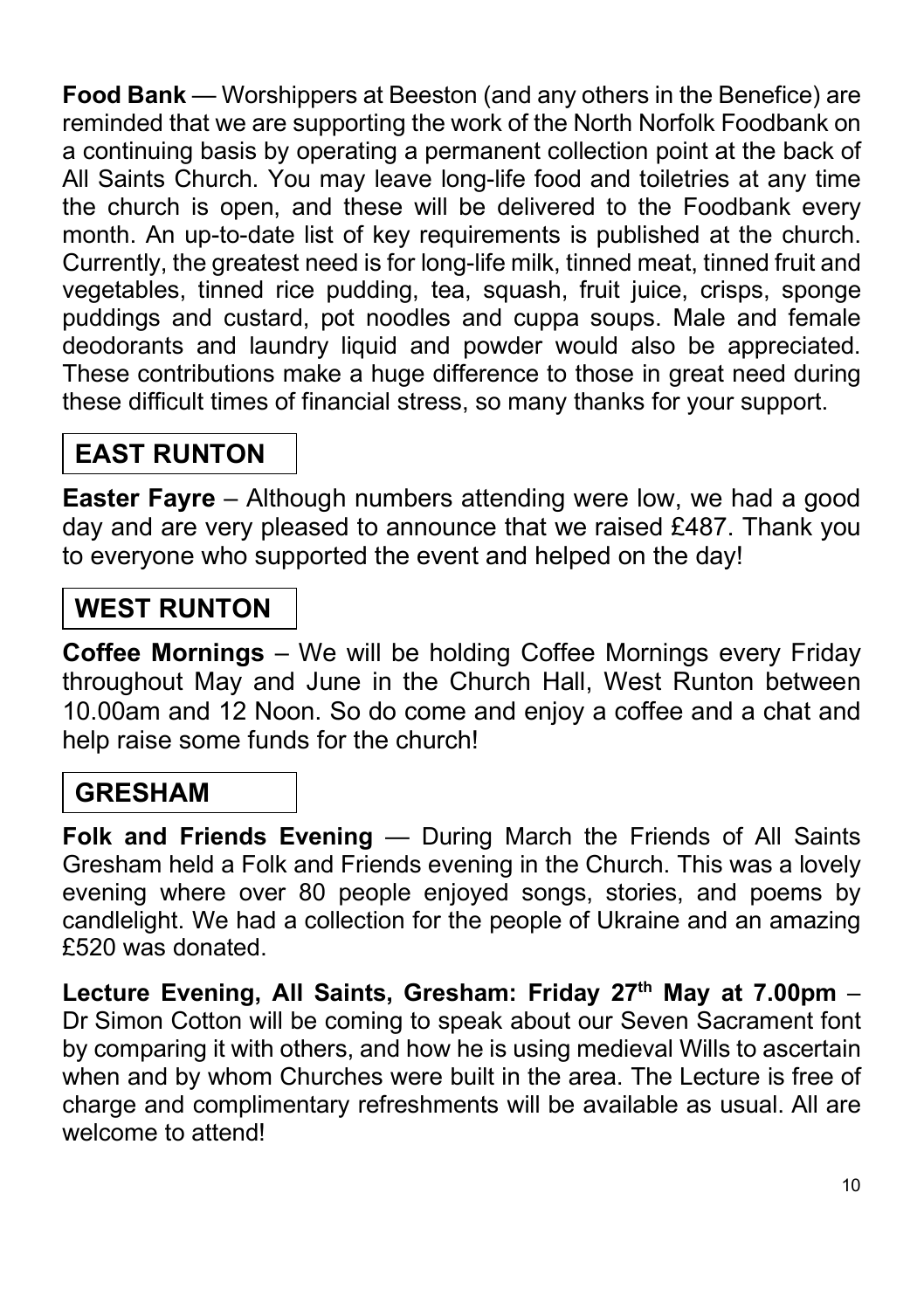**Food Bank** — Worshippers at Beeston (and any others in the Benefice) are reminded that we are supporting the work of the North Norfolk Foodbank on a continuing basis by operating a permanent collection point at the back of All Saints Church. You may leave long-life food and toiletries at any time the church is open, and these will be delivered to the Foodbank every month. An up-to-date list of key requirements is published at the church. Currently, the greatest need is for long-life milk, tinned meat, tinned fruit and vegetables, tinned rice pudding, tea, squash, fruit juice, crisps, sponge puddings and custard, pot noodles and cuppa soups. Male and female deodorants and laundry liquid and powder would also be appreciated. These contributions make a huge difference to those in great need during these difficult times of financial stress, so many thanks for your support.

## EAST RUNTON

**Easter Fayre** – Although numbers attending were low, we had a good day and are very pleased to announce that we raised £487. Thank you to everyone who supported the event and helped on the day!

## WEST RUNTON

**Coffee Mornings** – We will be holding Coffee Mornings every Friday throughout May and June in the Church Hall, West Runton between 10.00am and 12 Noon. So do come and enjoy a coffee and a chat and help raise some funds for the church!

## GRESHAM

**Folk and Friends Evening** — During March the Friends of All Saints Gresham held a Folk and Friends evening in the Church. This was a lovely evening where over 80 people enjoyed songs, stories, and poems by candlelight. We had a collection for the people of Ukraine and an amazing £520 was donated.

**Lecture Evening, All Saints, Gresham: Friday 27th May at 7.00pm** – Dr Simon Cotton will be coming to speak about our Seven Sacrament font by comparing it with others, and how he is using medieval Wills to ascertain when and by whom Churches were built in the area. The Lecture is free of charge and complimentary refreshments will be available as usual. All are welcome to attend!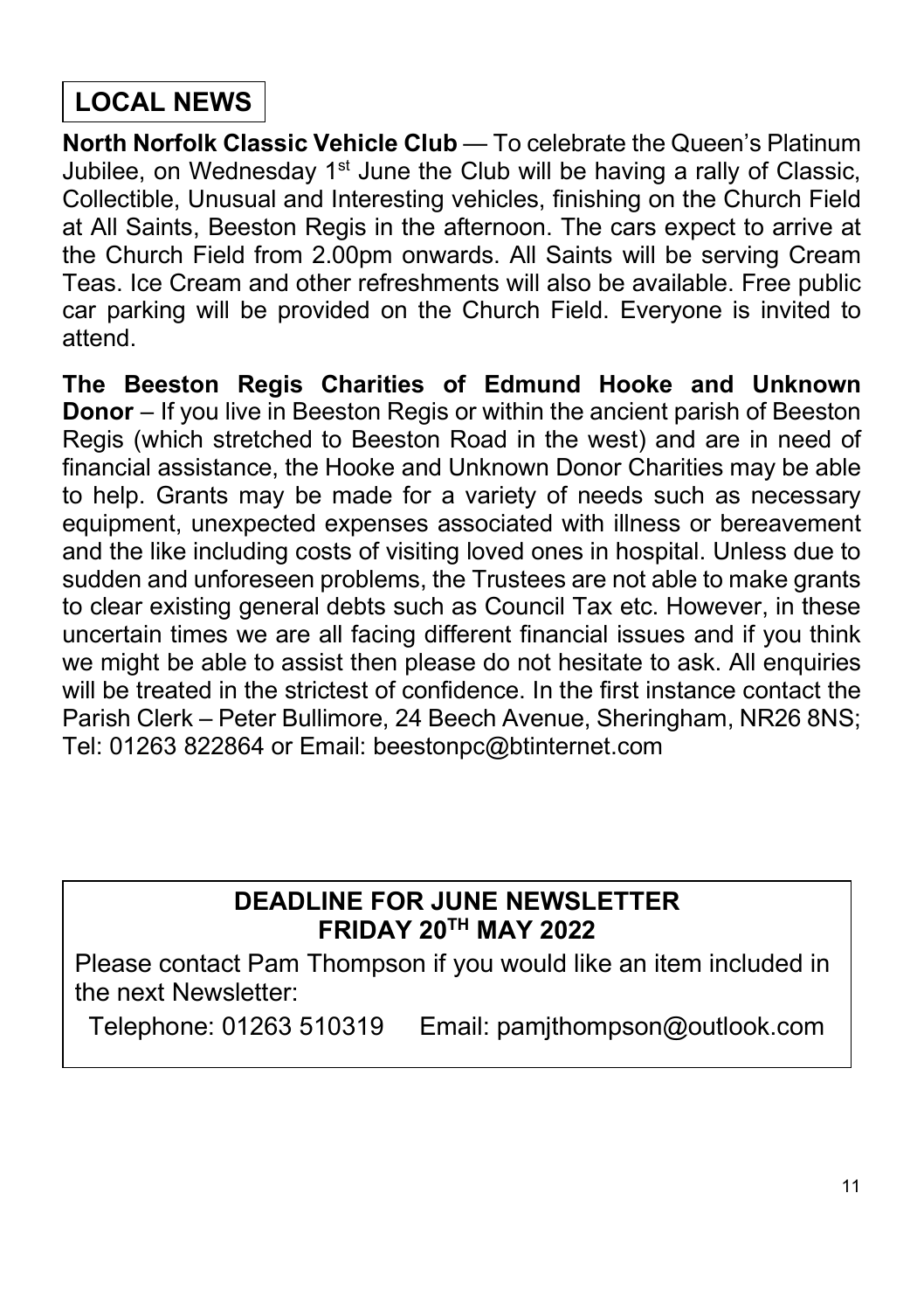## LOCAL NEWS

**North Norfolk Classic Vehicle Club** — To celebrate the Queen's Platinum Jubilee, on Wednesday 1st June the Club will be having a rally of Classic, Collectible, Unusual and Interesting vehicles, finishing on the Church Field at All Saints, Beeston Regis in the afternoon. The cars expect to arrive at the Church Field from 2.00pm onwards. All Saints will be serving Cream Teas. Ice Cream and other refreshments will also be available. Free public car parking will be provided on the Church Field. Everyone is invited to attend.

**The Beeston Regis Charities of Edmund Hooke and Unknown Donor** – If you live in Beeston Regis or within the ancient parish of Beeston Regis (which stretched to Beeston Road in the west) and are in need of financial assistance, the Hooke and Unknown Donor Charities may be able to help. Grants may be made for a variety of needs such as necessary equipment, unexpected expenses associated with illness or bereavement and the like including costs of visiting loved ones in hospital. Unless due to sudden and unforeseen problems, the Trustees are not able to make grants to clear existing general debts such as Council Tax etc. However, in these uncertain times we are all facing different financial issues and if you think we might be able to assist then please do not hesitate to ask. All enquiries will be treated in the strictest of confidence. In the first instance contact the Parish Clerk – Peter Bullimore, 24 Beech Avenue, Sheringham, NR26 8NS; Tel: 01263 822864 or Email: beestonpc@btinternet.com

**DEADLINE FOR JUNE NEWSLETTER**
**FRIDAY 20TH MAY 2022**

Please contact Pam Thompson if you would like an item included in the next Newsletter:

Telephone: 01263 510319 Email: pamjthompson@outlook.com